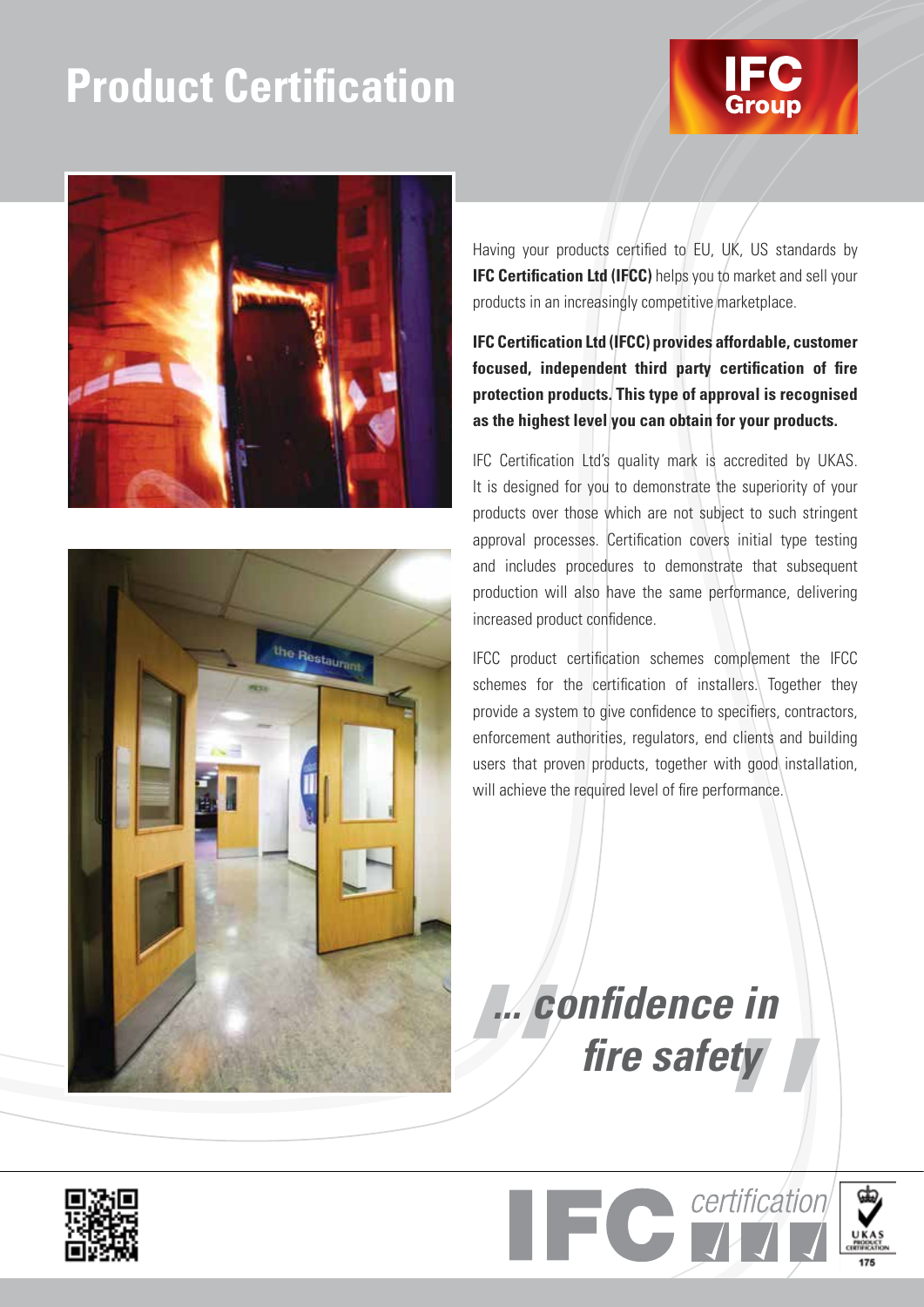# Product Certification

Having your products certified to EU, UK, US standards by **IFC Certification Ltd (IFCC)** helps you to market and sell your products in an increasingly competitive marketplace.

**IFC Certification Ltd (IFCC) provides affordable, customer focused, independent third party certification of fire protection products. This type of approval is recognised as the highest level you can obtain for your products.**

IFC Certification Ltd's quality mark is accredited by UKAS. It is designed for you to demonstrate the superiority of your products over those which are not subject to such stringent approval processes. Certification covers initial type testing and includes procedures to demonstrate that subsequent production will also have the same performance, delivering increased product confidence.

IFCC product certification schemes complement the IFCC schemes for the certification of installers. Together they provide a system to give confidence to specifiers, contractors, enforcement authorities, regulators, end clients and building users that proven products, together with good installation, will achieve the required level of fire performance.

*"... confidence in fire safety"*

IFC certification

UKAS PRODUCT CERTIFICATION 175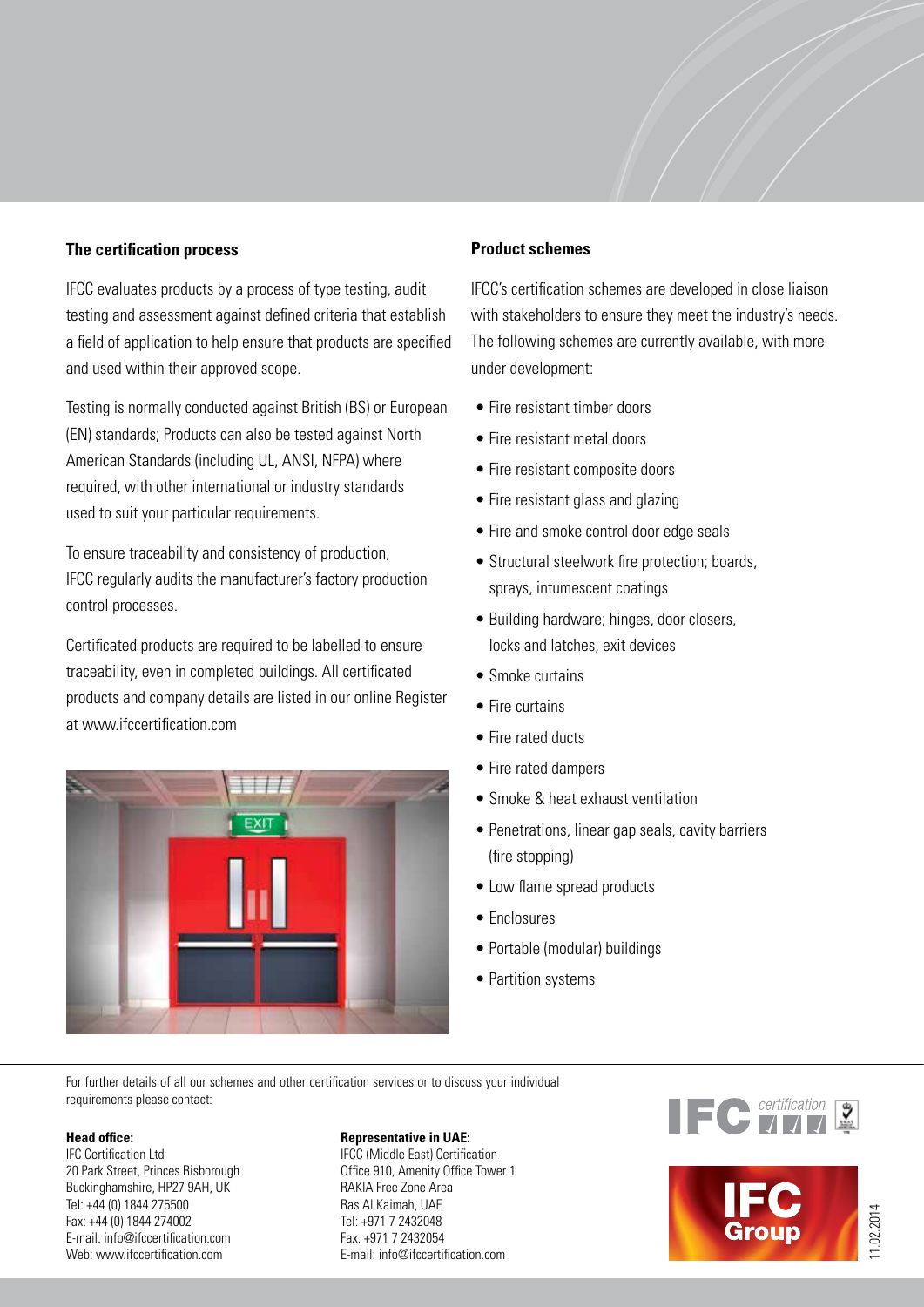## The certification process

IFCC evaluates products by a process of type testing, audit testing and assessment against defined criteria that establish a field of application to help ensure that products are specified and used within their approved scope.

Testing is normally conducted against British (BS) or European (EN) standards; Products can also be tested against North American Standards (including UL, ANSI, NFPA) where required, with other international or industry standards used to suit your particular requirements.

To ensure traceability and consistency of production, IFCC regularly audits the manufacturer's factory production control processes.

Certificated products are required to be labelled to ensure traceability, even in completed buildings. All certificated products and company details are listed in our online Register at www.ifccertification.com

## Product schemes

IFCC's certification schemes are developed in close liaison with stakeholders to ensure they meet the industry's needs. The following schemes are currently available, with more under development:

- Fire resistant timber doors
- Fire resistant metal doors
- Fire resistant composite doors
- Fire resistant glass and glazing
- Fire and smoke control door edge seals
- Structural steelwork fire protection; boards, sprays, intumescent coatings
- Building hardware; hinges, door closers, locks and latches, exit devices
- Smoke curtains
- Fire curtains
- Fire rated ducts
- Fire rated dampers
- Smoke & heat exhaust ventilation
- Penetrations, linear gap seals, cavity barriers (fire stopping)
- Low flame spread products
- Enclosures
- Portable (modular) buildings
- Partition systems

For further details of all our schemes and other certification services or to discuss your individual requirements please contact:

**Head office:**
IFC Certification Ltd
20 Park Street, Princes Risborough
Buckinghamshire, HP27 9AH, UK
Tel: +44 (0) 1844 275500
Fax: +44 (0) 1844 274002
E-mail: info@ifccertification.com
Web: www.ifccertification.com

**Representative in UAE:**
IFCC (Middle East) Certification
Office 910, Amenity Office Tower 1
RAKIA Free Zone Area
Ras Al Kaimah, UAE
Tel: +971 7 2432048
Fax: +971 7 2432054
E-mail: info@ifccertification.com

IFC certification

IFC Group

11.02.2014